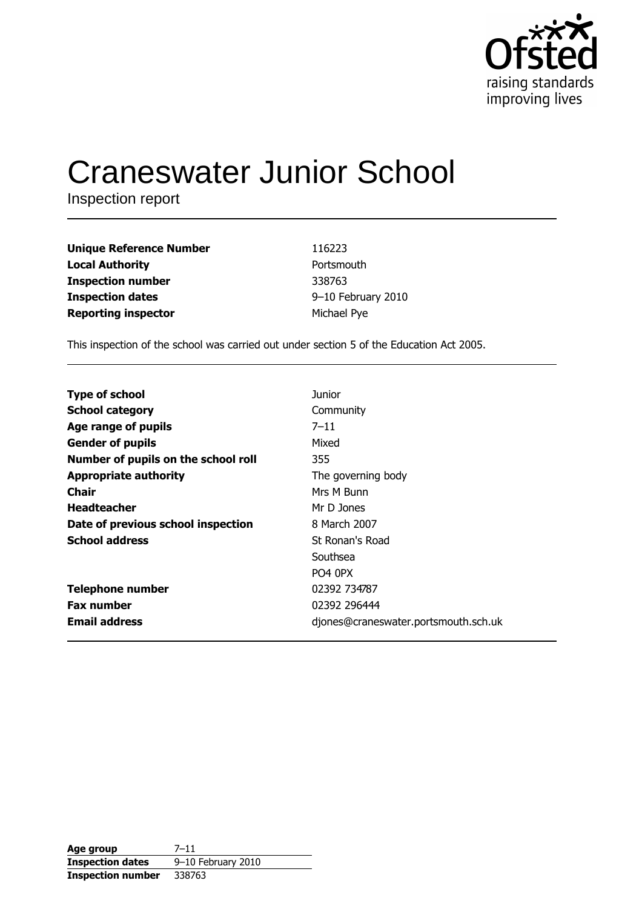Ofsted
raising standards
improving lives

# Craneswater Junior School

Inspection report

| | |
|---|---|
| **Unique Reference Number** | 116223 |
| **Local Authority** | Portsmouth |
| **Inspection number** | 338763 |
| **Inspection dates** | 9–10 February 2010 |
| **Reporting inspector** | Michael Pye |

This inspection of the school was carried out under section 5 of the Education Act 2005.

| | |
|---|---|
| **Type of school** | Junior |
| **School category** | Community |
| **Age range of pupils** | 7–11 |
| **Gender of pupils** | Mixed |
| **Number of pupils on the school roll** | 355 |
| **Appropriate authority** | The governing body |
| **Chair** | Mrs M Bunn |
| **Headteacher** | Mr D Jones |
| **Date of previous school inspection** | 8 March 2007 |
| **School address** | St Ronan's Road<br>Southsea<br>PO4 0PX |
| **Telephone number** | 02392 734787 |
| **Fax number** | 02392 296444 |
| **Email address** | djones@craneswater.portsmouth.sch.uk |

| | |
|---|---|
| **Age group** | 7–11 |
| **Inspection dates** | 9–10 February 2010 |
| **Inspection number** | 338763 |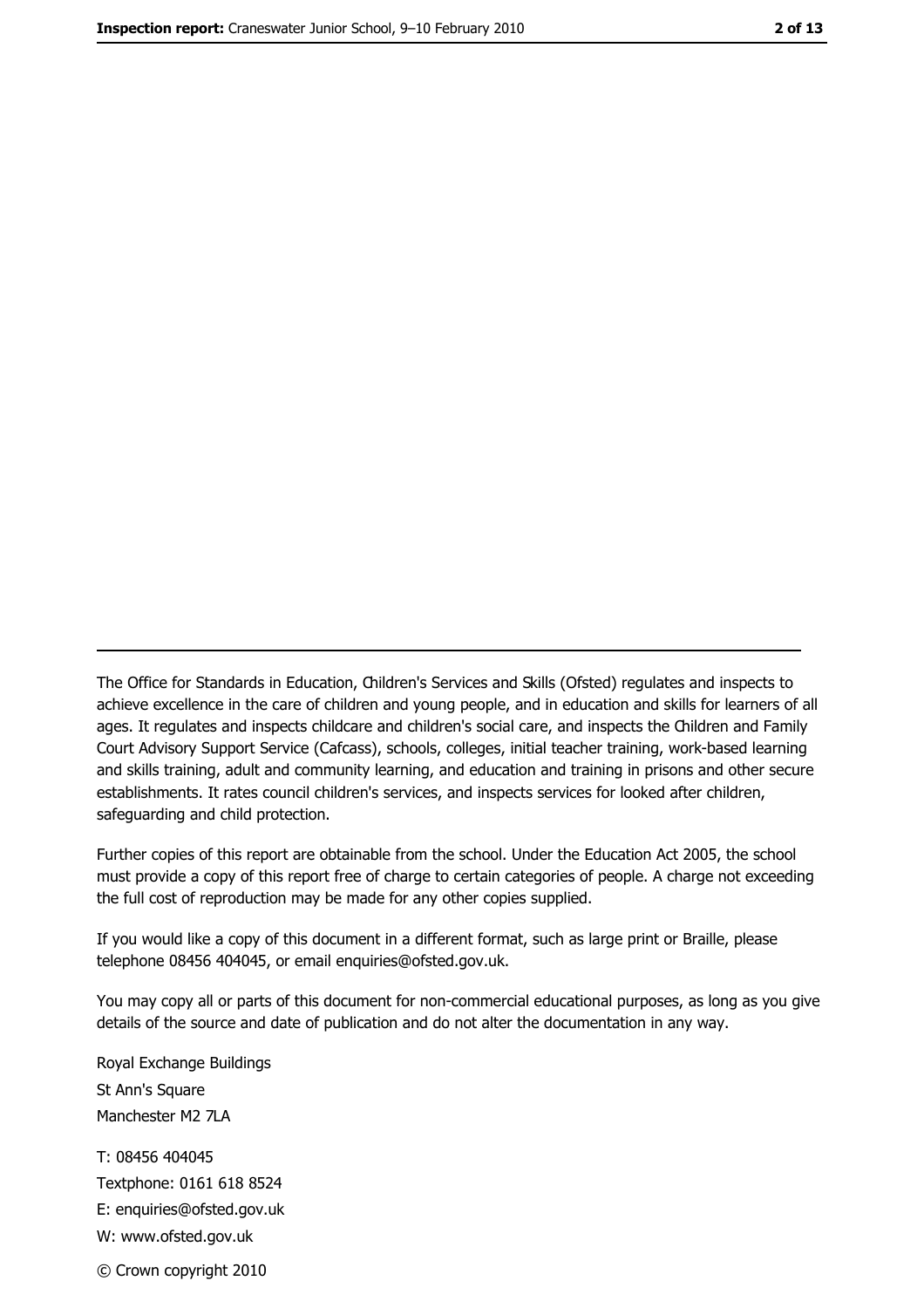The Office for Standards in Education, Children's Services and Skills (Ofsted) regulates and inspects to achieve excellence in the care of children and young people, and in education and skills for learners of all ages. It regulates and inspects childcare and children's social care, and inspects the Children and Family Court Advisory Support Service (Cafcass), schools, colleges, initial teacher training, work-based learning and skills training, adult and community learning, and education and training in prisons and other secure establishments. It rates council children's services, and inspects services for looked after children, safeguarding and child protection.

Further copies of this report are obtainable from the school. Under the Education Act 2005, the school must provide a copy of this report free of charge to certain categories of people. A charge not exceeding the full cost of reproduction may be made for any other copies supplied.

If you would like a copy of this document in a different format, such as large print or Braille, please telephone 08456 404045, or email enquiries@ofsted.gov.uk.

You may copy all or parts of this document for non-commercial educational purposes, as long as you give details of the source and date of publication and do not alter the documentation in any way.

Royal Exchange Buildings
St Ann's Square
Manchester M2 7LA

T: 08456 404045
Textphone: 0161 618 8524
E: enquiries@ofsted.gov.uk
W: www.ofsted.gov.uk

© Crown copyright 2010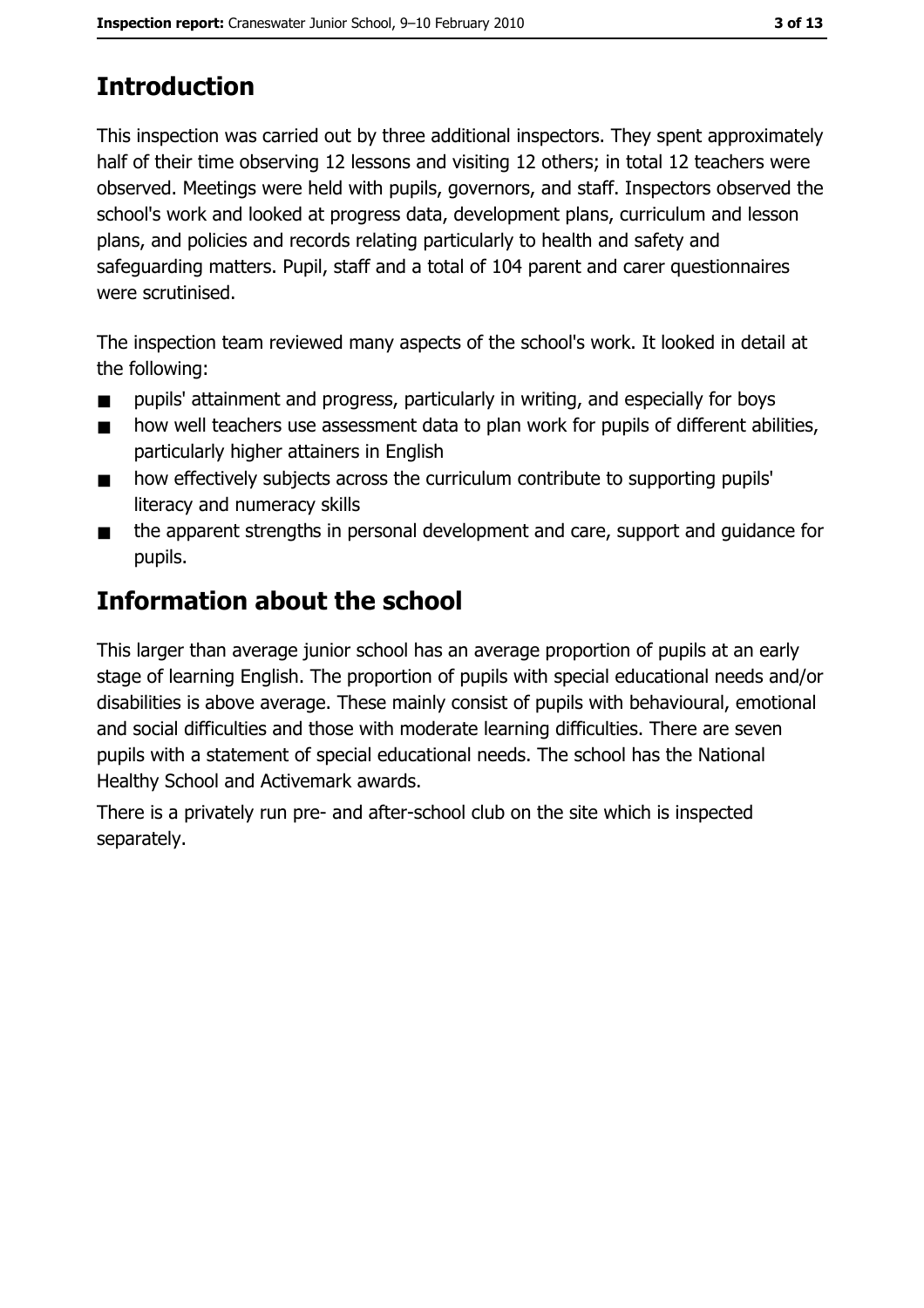## Introduction

This inspection was carried out by three additional inspectors. They spent approximately half of their time observing 12 lessons and visiting 12 others; in total 12 teachers were observed. Meetings were held with pupils, governors, and staff. Inspectors observed the school's work and looked at progress data, development plans, curriculum and lesson plans, and policies and records relating particularly to health and safety and safeguarding matters. Pupil, staff and a total of 104 parent and carer questionnaires were scrutinised.

The inspection team reviewed many aspects of the school's work. It looked in detail at the following:

- pupils' attainment and progress, particularly in writing, and especially for boys
- how well teachers use assessment data to plan work for pupils of different abilities, particularly higher attainers in English
- how effectively subjects across the curriculum contribute to supporting pupils' literacy and numeracy skills
- the apparent strengths in personal development and care, support and guidance for pupils.

## Information about the school

This larger than average junior school has an average proportion of pupils at an early stage of learning English. The proportion of pupils with special educational needs and/or disabilities is above average. These mainly consist of pupils with behavioural, emotional and social difficulties and those with moderate learning difficulties. There are seven pupils with a statement of special educational needs. The school has the National Healthy School and Activemark awards.

There is a privately run pre- and after-school club on the site which is inspected separately.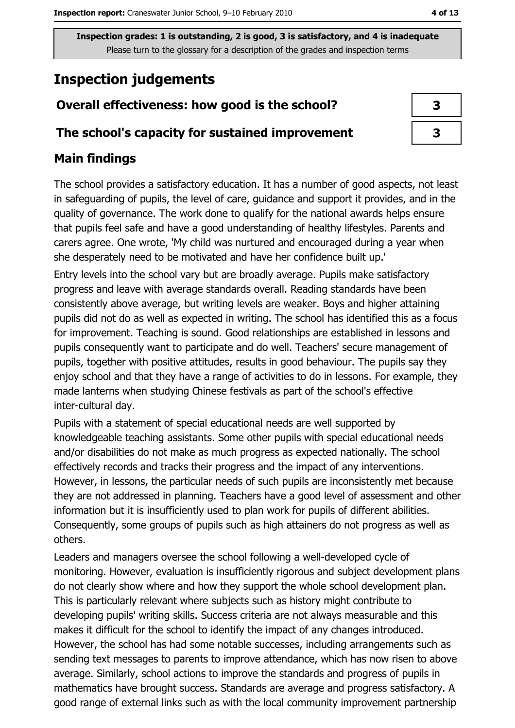Inspection grades: 1 is outstanding, 2 is good, 3 is satisfactory, and 4 is inadequate
Please turn to the glossary for a description of the grades and inspection terms

# Inspection judgements

| Overall effectiveness: how good is the school? | 3 |
|---|---|
| The school's capacity for sustained improvement | 3 |

## Main findings

The school provides a satisfactory education. It has a number of good aspects, not least in safeguarding of pupils, the level of care, guidance and support it provides, and in the quality of governance. The work done to qualify for the national awards helps ensure that pupils feel safe and have a good understanding of healthy lifestyles. Parents and carers agree. One wrote, 'My child was nurtured and encouraged during a year when she desperately need to be motivated and have her confidence built up.'

Entry levels into the school vary but are broadly average. Pupils make satisfactory progress and leave with average standards overall. Reading standards have been consistently above average, but writing levels are weaker. Boys and higher attaining pupils did not do as well as expected in writing. The school has identified this as a focus for improvement. Teaching is sound. Good relationships are established in lessons and pupils consequently want to participate and do well. Teachers' secure management of pupils, together with positive attitudes, results in good behaviour. The pupils say they enjoy school and that they have a range of activities to do in lessons. For example, they made lanterns when studying Chinese festivals as part of the school's effective inter-cultural day.

Pupils with a statement of special educational needs are well supported by knowledgeable teaching assistants. Some other pupils with special educational needs and/or disabilities do not make as much progress as expected nationally. The school effectively records and tracks their progress and the impact of any interventions. However, in lessons, the particular needs of such pupils are inconsistently met because they are not addressed in planning. Teachers have a good level of assessment and other information but it is insufficiently used to plan work for pupils of different abilities. Consequently, some groups of pupils such as high attainers do not progress as well as others.

Leaders and managers oversee the school following a well-developed cycle of monitoring. However, evaluation is insufficiently rigorous and subject development plans do not clearly show where and how they support the whole school development plan. This is particularly relevant where subjects such as history might contribute to developing pupils' writing skills. Success criteria are not always measurable and this makes it difficult for the school to identify the impact of any changes introduced. However, the school has had some notable successes, including arrangements such as sending text messages to parents to improve attendance, which has now risen to above average. Similarly, school actions to improve the standards and progress of pupils in mathematics have brought success. Standards are average and progress satisfactory. A good range of external links such as with the local community improvement partnership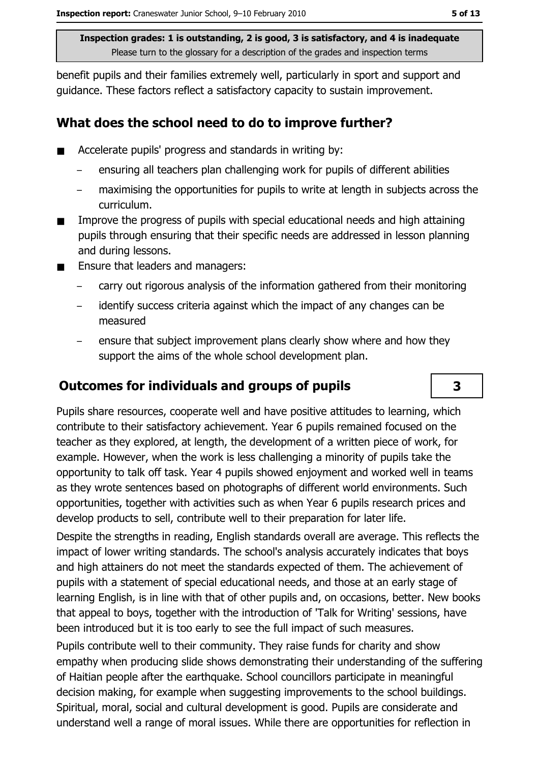benefit pupils and their families extremely well, particularly in sport and support and guidance. These factors reflect a satisfactory capacity to sustain improvement.

## What does the school need to do to improve further?

- Accelerate pupils' progress and standards in writing by:
  - ensuring all teachers plan challenging work for pupils of different abilities
  - maximising the opportunities for pupils to write at length in subjects across the curriculum.
- Improve the progress of pupils with special educational needs and high attaining pupils through ensuring that their specific needs are addressed in lesson planning and during lessons.
- Ensure that leaders and managers:
  - carry out rigorous analysis of the information gathered from their monitoring
  - identify success criteria against which the impact of any changes can be measured
  - ensure that subject improvement plans clearly show where and how they support the aims of the whole school development plan.

## Outcomes for individuals and groups of pupils — 3

Pupils share resources, cooperate well and have positive attitudes to learning, which contribute to their satisfactory achievement. Year 6 pupils remained focused on the teacher as they explored, at length, the development of a written piece of work, for example. However, when the work is less challenging a minority of pupils take the opportunity to talk off task. Year 4 pupils showed enjoyment and worked well in teams as they wrote sentences based on photographs of different world environments. Such opportunities, together with activities such as when Year 6 pupils research prices and develop products to sell, contribute well to their preparation for later life.

Despite the strengths in reading, English standards overall are average. This reflects the impact of lower writing standards. The school's analysis accurately indicates that boys and high attainers do not meet the standards expected of them. The achievement of pupils with a statement of special educational needs, and those at an early stage of learning English, is in line with that of other pupils and, on occasions, better. New books that appeal to boys, together with the introduction of 'Talk for Writing' sessions, have been introduced but it is too early to see the full impact of such measures.

Pupils contribute well to their community. They raise funds for charity and show empathy when producing slide shows demonstrating their understanding of the suffering of Haitian people after the earthquake. School councillors participate in meaningful decision making, for example when suggesting improvements to the school buildings. Spiritual, moral, social and cultural development is good. Pupils are considerate and understand well a range of moral issues. While there are opportunities for reflection in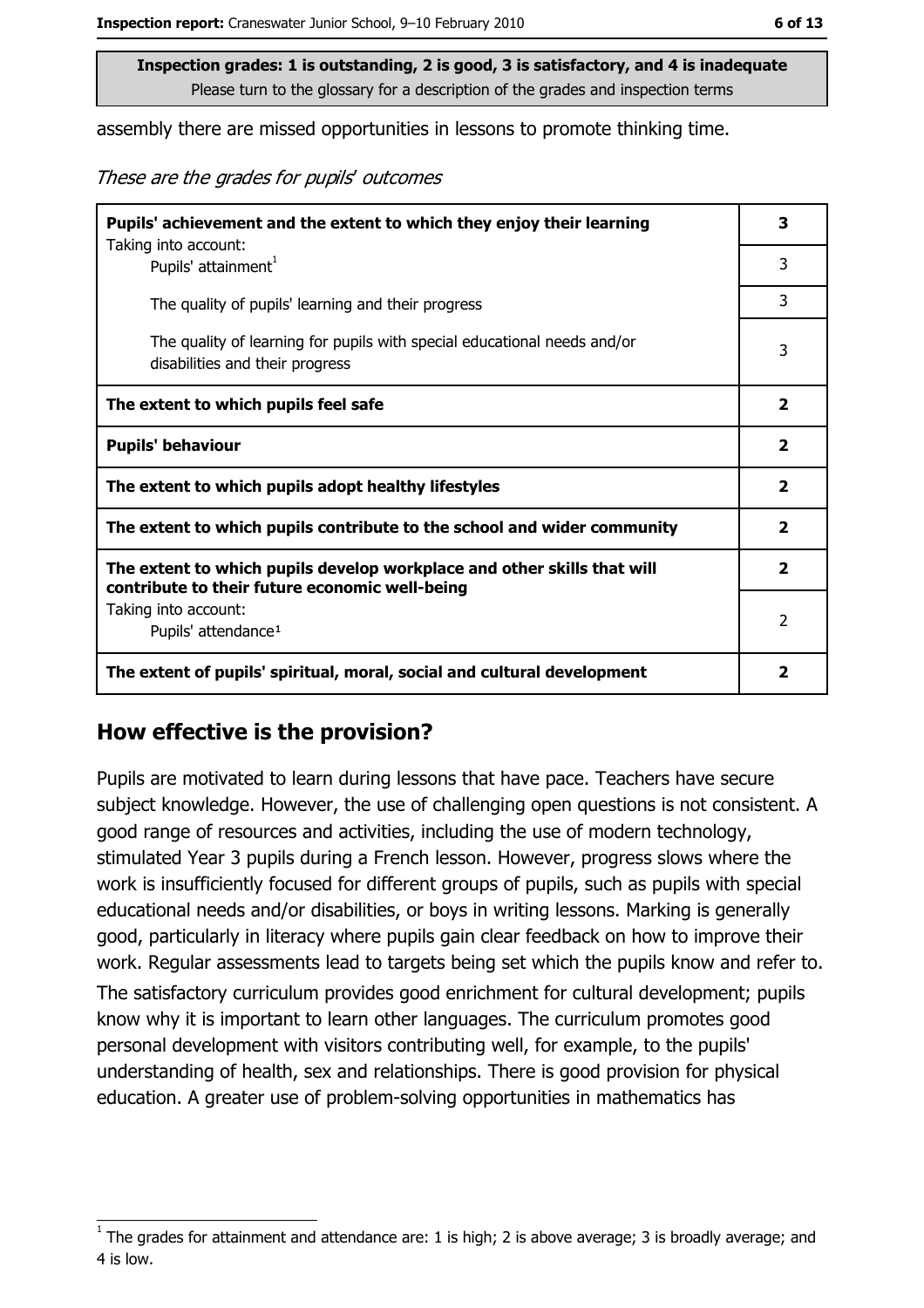**Inspection grades: 1 is outstanding, 2 is good, 3 is satisfactory, and 4 is inadequate**
Please turn to the glossary for a description of the grades and inspection terms

assembly there are missed opportunities in lessons to promote thinking time.

*These are the grades for pupils' outcomes*

| | |
|---|---|
| **Pupils' achievement and the extent to which they enjoy their learning** | **3** |
| Taking into account: Pupils' attainment[1] | 3 |
| The quality of pupils' learning and their progress | 3 |
| The quality of learning for pupils with special educational needs and/or disabilities and their progress | 3 |
| **The extent to which pupils feel safe** | **2** |
| **Pupils' behaviour** | **2** |
| **The extent to which pupils adopt healthy lifestyles** | **2** |
| **The extent to which pupils contribute to the school and wider community** | **2** |
| **The extent to which pupils develop workplace and other skills that will contribute to their future economic well-being** | **2** |
| Taking into account: Pupils' attendance[1] | 2 |
| **The extent of pupils' spiritual, moral, social and cultural development** | **2** |

## How effective is the provision?

Pupils are motivated to learn during lessons that have pace. Teachers have secure subject knowledge. However, the use of challenging open questions is not consistent. A good range of resources and activities, including the use of modern technology, stimulated Year 3 pupils during a French lesson. However, progress slows where the work is insufficiently focused for different groups of pupils, such as pupils with special educational needs and/or disabilities, or boys in writing lessons. Marking is generally good, particularly in literacy where pupils gain clear feedback on how to improve their work. Regular assessments lead to targets being set which the pupils know and refer to.

The satisfactory curriculum provides good enrichment for cultural development; pupils know why it is important to learn other languages. The curriculum promotes good personal development with visitors contributing well, for example, to the pupils' understanding of health, sex and relationships. There is good provision for physical education. A greater use of problem-solving opportunities in mathematics has

[1] The grades for attainment and attendance are: 1 is high; 2 is above average; 3 is broadly average; and 4 is low.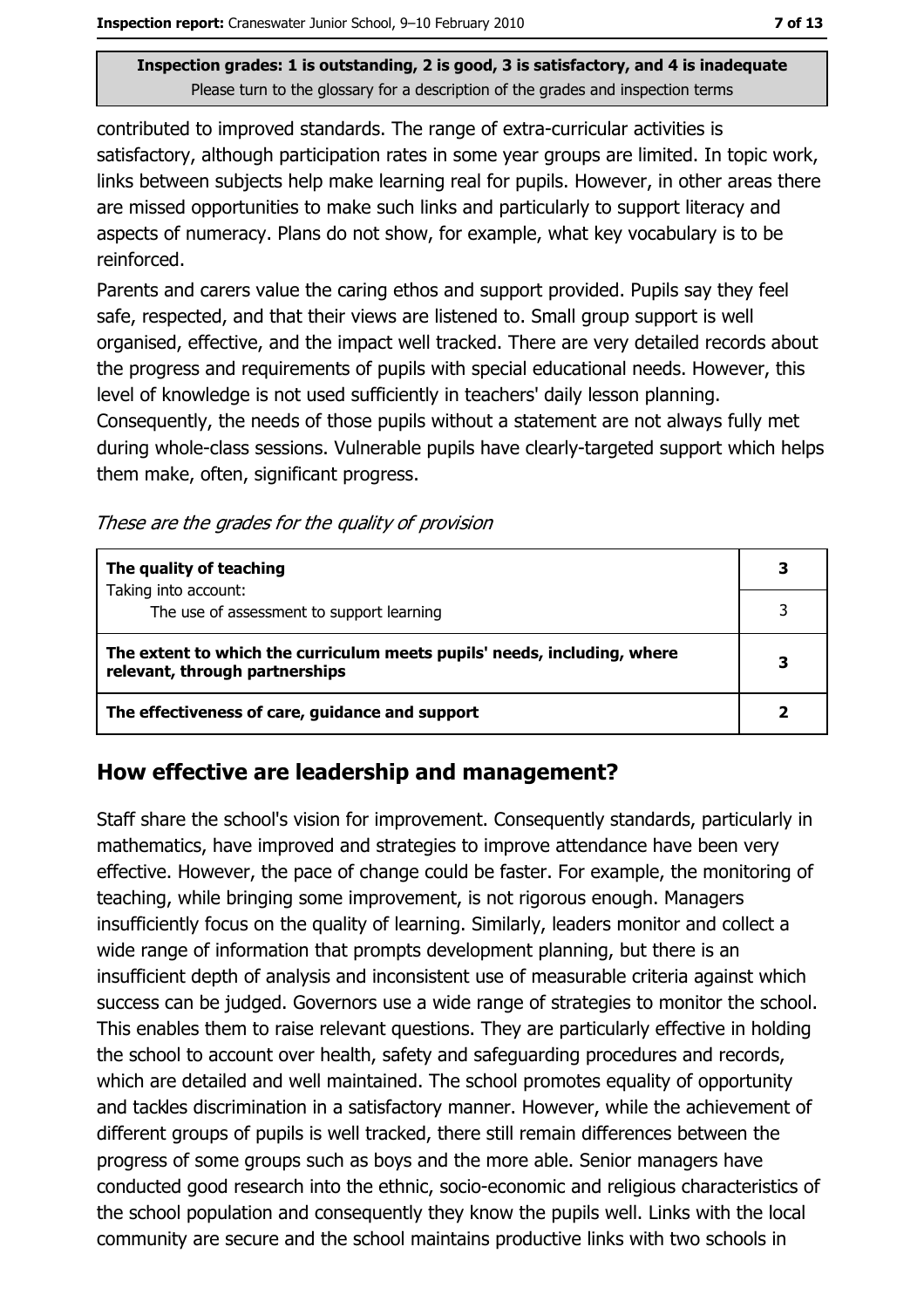**Inspection grades: 1 is outstanding, 2 is good, 3 is satisfactory, and 4 is inadequate**
Please turn to the glossary for a description of the grades and inspection terms

contributed to improved standards. The range of extra-curricular activities is satisfactory, although participation rates in some year groups are limited. In topic work, links between subjects help make learning real for pupils. However, in other areas there are missed opportunities to make such links and particularly to support literacy and aspects of numeracy. Plans do not show, for example, what key vocabulary is to be reinforced.

Parents and carers value the caring ethos and support provided. Pupils say they feel safe, respected, and that their views are listened to. Small group support is well organised, effective, and the impact well tracked. There are very detailed records about the progress and requirements of pupils with special educational needs. However, this level of knowledge is not used sufficiently in teachers' daily lesson planning. Consequently, the needs of those pupils without a statement are not always fully met during whole-class sessions. Vulnerable pupils have clearly-targeted support which helps them make, often, significant progress.

*These are the grades for the quality of provision*

| | |
|---|---|
| **The quality of teaching**<br>Taking into account: | **3** |
| The use of assessment to support learning | 3 |
| **The extent to which the curriculum meets pupils' needs, including, where relevant, through partnerships** | **3** |
| **The effectiveness of care, guidance and support** | **2** |

## How effective are leadership and management?

Staff share the school's vision for improvement. Consequently standards, particularly in mathematics, have improved and strategies to improve attendance have been very effective. However, the pace of change could be faster. For example, the monitoring of teaching, while bringing some improvement, is not rigorous enough. Managers insufficiently focus on the quality of learning. Similarly, leaders monitor and collect a wide range of information that prompts development planning, but there is an insufficient depth of analysis and inconsistent use of measurable criteria against which success can be judged. Governors use a wide range of strategies to monitor the school. This enables them to raise relevant questions. They are particularly effective in holding the school to account over health, safety and safeguarding procedures and records, which are detailed and well maintained. The school promotes equality of opportunity and tackles discrimination in a satisfactory manner. However, while the achievement of different groups of pupils is well tracked, there still remain differences between the progress of some groups such as boys and the more able. Senior managers have conducted good research into the ethnic, socio-economic and religious characteristics of the school population and consequently they know the pupils well. Links with the local community are secure and the school maintains productive links with two schools in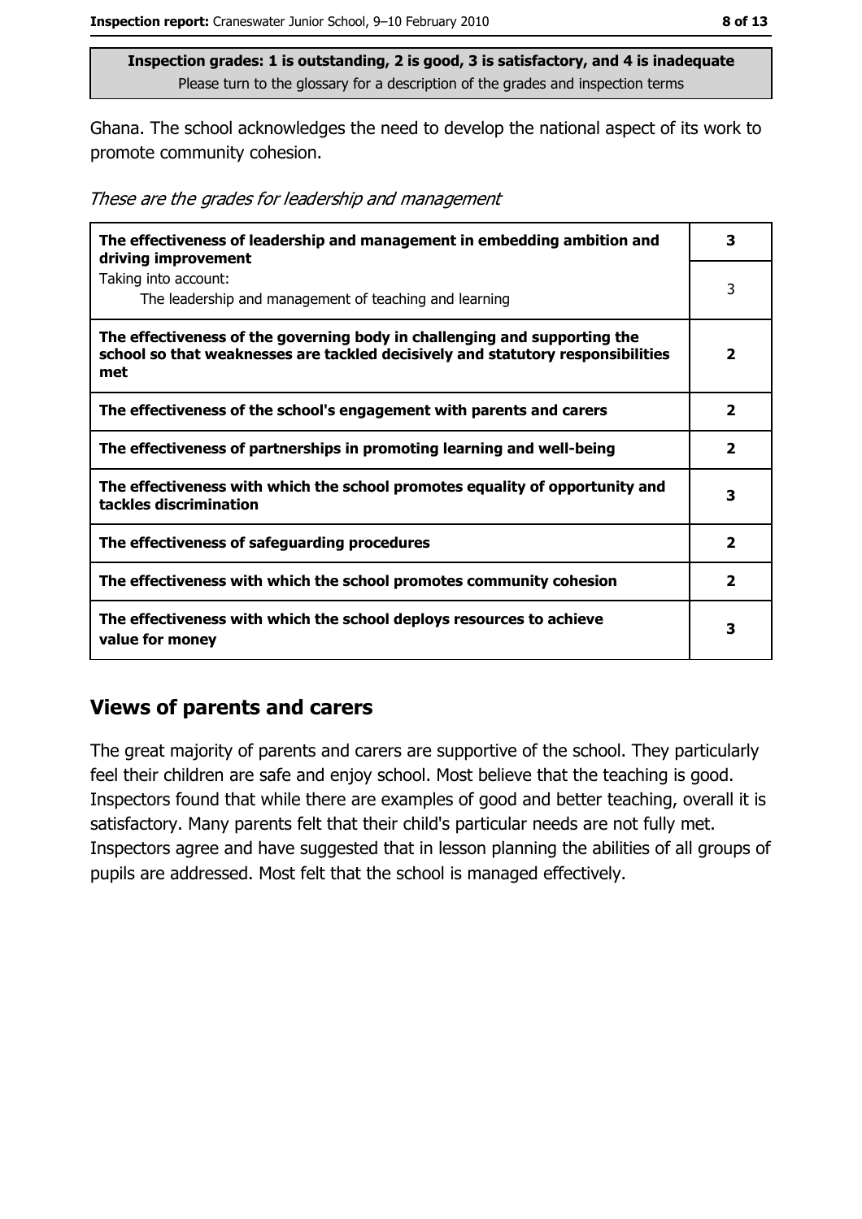**Inspection grades: 1 is outstanding, 2 is good, 3 is satisfactory, and 4 is inadequate**
Please turn to the glossary for a description of the grades and inspection terms

Ghana. The school acknowledges the need to develop the national aspect of its work to promote community cohesion.

*These are the grades for leadership and management*

| | |
|---|---|
| **The effectiveness of leadership and management in embedding ambition and driving improvement** | **3** |
| Taking into account: The leadership and management of teaching and learning | 3 |
| **The effectiveness of the governing body in challenging and supporting the school so that weaknesses are tackled decisively and statutory responsibilities met** | **2** |
| **The effectiveness of the school's engagement with parents and carers** | **2** |
| **The effectiveness of partnerships in promoting learning and well-being** | **2** |
| **The effectiveness with which the school promotes equality of opportunity and tackles discrimination** | **3** |
| **The effectiveness of safeguarding procedures** | **2** |
| **The effectiveness with which the school promotes community cohesion** | **2** |
| **The effectiveness with which the school deploys resources to achieve value for money** | **3** |

## Views of parents and carers

The great majority of parents and carers are supportive of the school. They particularly feel their children are safe and enjoy school. Most believe that the teaching is good. Inspectors found that while there are examples of good and better teaching, overall it is satisfactory. Many parents felt that their child's particular needs are not fully met. Inspectors agree and have suggested that in lesson planning the abilities of all groups of pupils are addressed. Most felt that the school is managed effectively.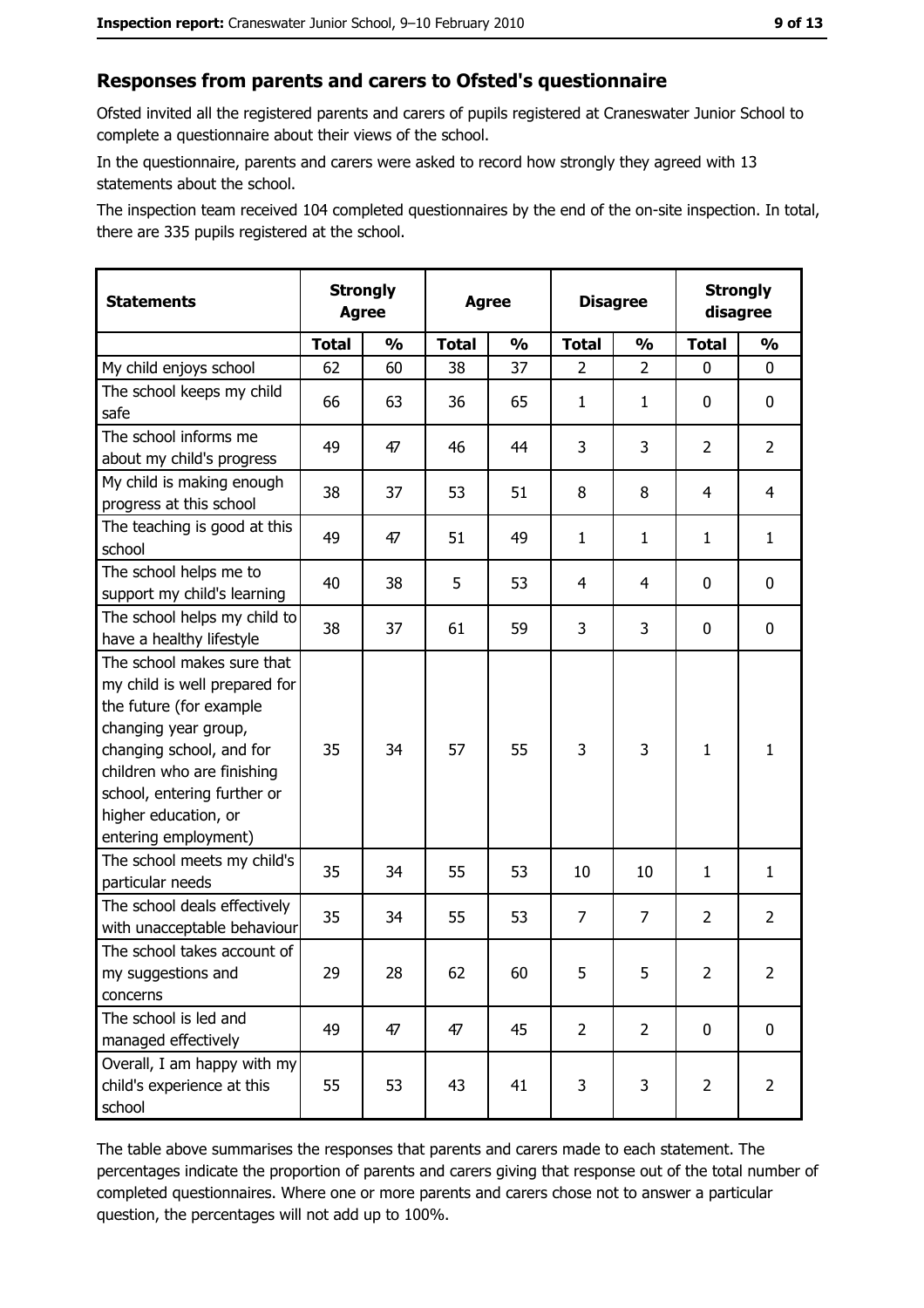## Responses from parents and carers to Ofsted's questionnaire

Ofsted invited all the registered parents and carers of pupils registered at Craneswater Junior School to complete a questionnaire about their views of the school.

In the questionnaire, parents and carers were asked to record how strongly they agreed with 13 statements about the school.

The inspection team received 104 completed questionnaires by the end of the on-site inspection. In total, there are 335 pupils registered at the school.

| Statements | Strongly Agree | | Agree | | Disagree | | Strongly disagree | |
|---|---|---|---|---|---|---|---|---|
| | Total | % | Total | % | Total | % | Total | % |
| My child enjoys school | 62 | 60 | 38 | 37 | 2 | 2 | 0 | 0 |
| The school keeps my child safe | 66 | 63 | 36 | 65 | 1 | 1 | 0 | 0 |
| The school informs me about my child's progress | 49 | 47 | 46 | 44 | 3 | 3 | 2 | 2 |
| My child is making enough progress at this school | 38 | 37 | 53 | 51 | 8 | 8 | 4 | 4 |
| The teaching is good at this school | 49 | 47 | 51 | 49 | 1 | 1 | 1 | 1 |
| The school helps me to support my child's learning | 40 | 38 | 5 | 53 | 4 | 4 | 0 | 0 |
| The school helps my child to have a healthy lifestyle | 38 | 37 | 61 | 59 | 3 | 3 | 0 | 0 |
| The school makes sure that my child is well prepared for the future (for example changing year group, changing school, and for children who are finishing school, entering further or higher education, or entering employment) | 35 | 34 | 57 | 55 | 3 | 3 | 1 | 1 |
| The school meets my child's particular needs | 35 | 34 | 55 | 53 | 10 | 10 | 1 | 1 |
| The school deals effectively with unacceptable behaviour | 35 | 34 | 55 | 53 | 7 | 7 | 2 | 2 |
| The school takes account of my suggestions and concerns | 29 | 28 | 62 | 60 | 5 | 5 | 2 | 2 |
| The school is led and managed effectively | 49 | 47 | 47 | 45 | 2 | 2 | 0 | 0 |
| Overall, I am happy with my child's experience at this school | 55 | 53 | 43 | 41 | 3 | 3 | 2 | 2 |

The table above summarises the responses that parents and carers made to each statement. The percentages indicate the proportion of parents and carers giving that response out of the total number of completed questionnaires. Where one or more parents and carers chose not to answer a particular question, the percentages will not add up to 100%.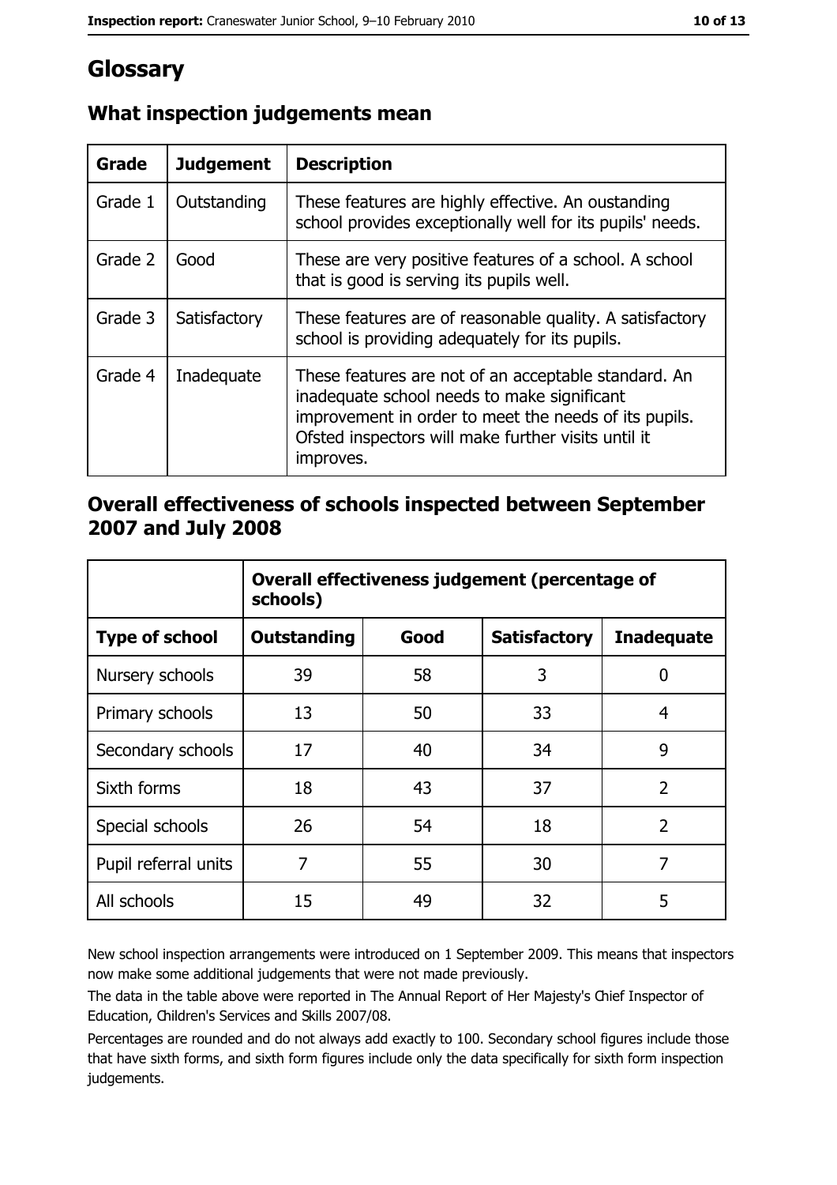# Glossary

## What inspection judgements mean

| Grade | Judgement | Description |
| --- | --- | --- |
| Grade 1 | Outstanding | These features are highly effective. An oustanding school provides exceptionally well for its pupils' needs. |
| Grade 2 | Good | These are very positive features of a school. A school that is good is serving its pupils well. |
| Grade 3 | Satisfactory | These features are of reasonable quality. A satisfactory school is providing adequately for its pupils. |
| Grade 4 | Inadequate | These features are not of an acceptable standard. An inadequate school needs to make significant improvement in order to meet the needs of its pupils. Ofsted inspectors will make further visits until it improves. |

## Overall effectiveness of schools inspected between September 2007 and July 2008

| | Overall effectiveness judgement (percentage of schools) | | | |
| --- | --- | --- | --- | --- |
| **Type of school** | **Outstanding** | **Good** | **Satisfactory** | **Inadequate** |
| Nursery schools | 39 | 58 | 3 | 0 |
| Primary schools | 13 | 50 | 33 | 4 |
| Secondary schools | 17 | 40 | 34 | 9 |
| Sixth forms | 18 | 43 | 37 | 2 |
| Special schools | 26 | 54 | 18 | 2 |
| Pupil referral units | 7 | 55 | 30 | 7 |
| All schools | 15 | 49 | 32 | 5 |

New school inspection arrangements were introduced on 1 September 2009. This means that inspectors now make some additional judgements that were not made previously.

The data in the table above were reported in The Annual Report of Her Majesty's Chief Inspector of Education, Children's Services and Skills 2007/08.

Percentages are rounded and do not always add exactly to 100. Secondary school figures include those that have sixth forms, and sixth form figures include only the data specifically for sixth form inspection judgements.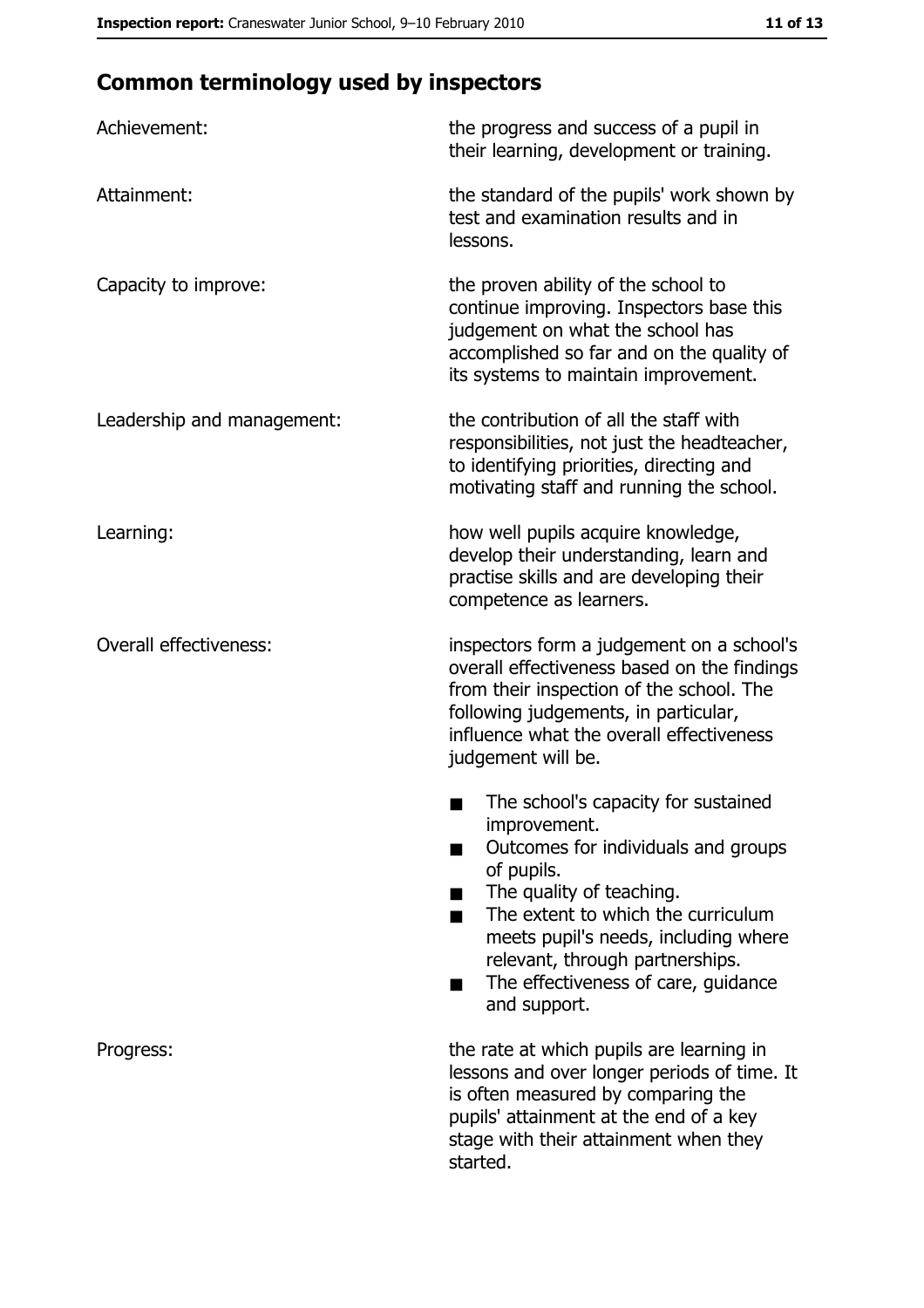## Common terminology used by inspectors

| | |
|---|---|
| Achievement: | the progress and success of a pupil in their learning, development or training. |
| Attainment: | the standard of the pupils' work shown by test and examination results and in lessons. |
| Capacity to improve: | the proven ability of the school to continue improving. Inspectors base this judgement on what the school has accomplished so far and on the quality of its systems to maintain improvement. |
| Leadership and management: | the contribution of all the staff with responsibilities, not just the headteacher, to identifying priorities, directing and motivating staff and running the school. |
| Learning: | how well pupils acquire knowledge, develop their understanding, learn and practise skills and are developing their competence as learners. |
| Overall effectiveness: | inspectors form a judgement on a school's overall effectiveness based on the findings from their inspection of the school. The following judgements, in particular, influence what the overall effectiveness judgement will be. <br>■ The school's capacity for sustained improvement.<br>■ Outcomes for individuals and groups of pupils.<br>■ The quality of teaching.<br>■ The extent to which the curriculum meets pupil's needs, including where relevant, through partnerships.<br>■ The effectiveness of care, guidance and support. |
| Progress: | the rate at which pupils are learning in lessons and over longer periods of time. It is often measured by comparing the pupils' attainment at the end of a key stage with their attainment when they started. |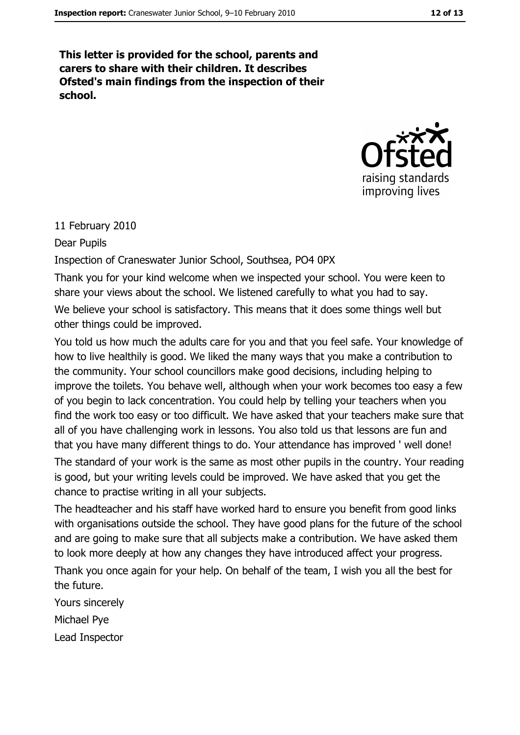**This letter is provided for the school, parents and carers to share with their children. It describes Ofsted's main findings from the inspection of their school.**

11 February 2010

Dear Pupils

Inspection of Craneswater Junior School, Southsea, PO4 0PX

Thank you for your kind welcome when we inspected your school. You were keen to share your views about the school. We listened carefully to what you had to say.

We believe your school is satisfactory. This means that it does some things well but other things could be improved.

You told us how much the adults care for you and that you feel safe. Your knowledge of how to live healthily is good. We liked the many ways that you make a contribution to the community. Your school councillors make good decisions, including helping to improve the toilets. You behave well, although when your work becomes too easy a few of you begin to lack concentration. You could help by telling your teachers when you find the work too easy or too difficult. We have asked that your teachers make sure that all of you have challenging work in lessons. You also told us that lessons are fun and that you have many different things to do. Your attendance has improved ' well done!

The standard of your work is the same as most other pupils in the country. Your reading is good, but your writing levels could be improved. We have asked that you get the chance to practise writing in all your subjects.

The headteacher and his staff have worked hard to ensure you benefit from good links with organisations outside the school. They have good plans for the future of the school and are going to make sure that all subjects make a contribution. We have asked them to look more deeply at how any changes they have introduced affect your progress.

Thank you once again for your help. On behalf of the team, I wish you all the best for the future.

Yours sincerely

Michael Pye

Lead Inspector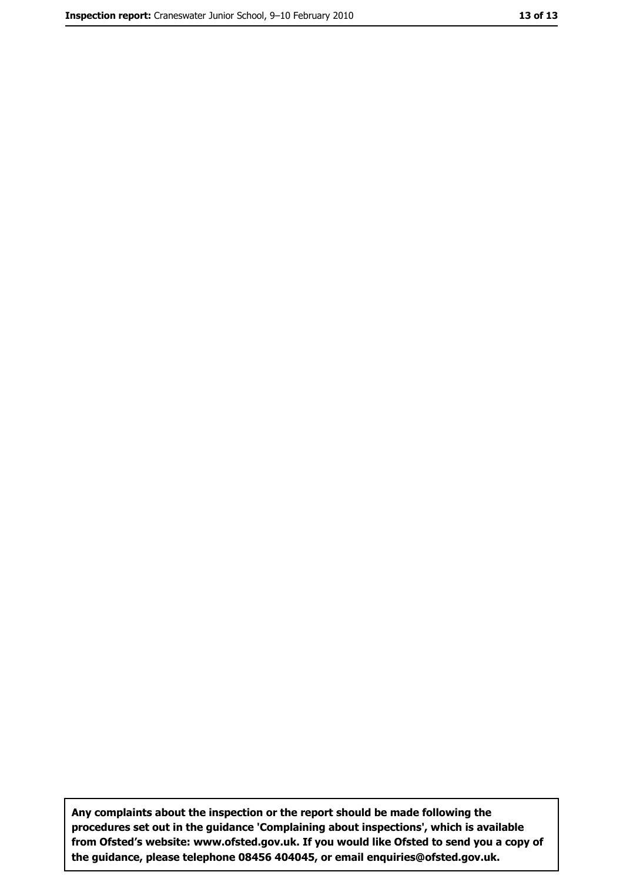**Any complaints about the inspection or the report should be made following the procedures set out in the guidance 'Complaining about inspections', which is available from Ofsted's website: www.ofsted.gov.uk. If you would like Ofsted to send you a copy of the guidance, please telephone 08456 404045, or email enquiries@ofsted.gov.uk.**